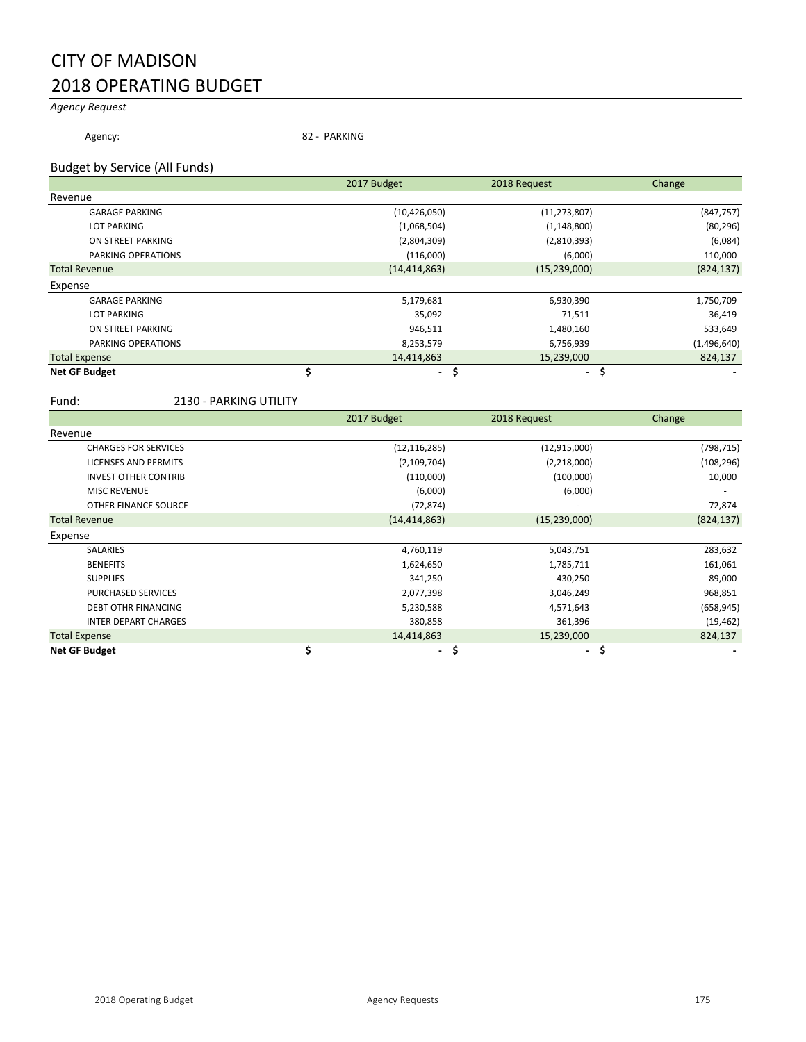# CITY OF MADISON

# 2018 OPERATING BUDGET

*Agency Request*

Agency: 82 - PARKING

## Budget by Service (All Funds)

| | 2017 Budget | 2018 Request | Change |
|---|---|---|---|
| **Revenue** | | | |
| GARAGE PARKING | (10,426,050) | (11,273,807) | (847,757) |
| LOT PARKING | (1,068,504) | (1,148,800) | (80,296) |
| ON STREET PARKING | (2,804,309) | (2,810,393) | (6,084) |
| PARKING OPERATIONS | (116,000) | (6,000) | 110,000 |
| Total Revenue | (14,414,863) | (15,239,000) | (824,137) |
| **Expense** | | | |
| GARAGE PARKING | 5,179,681 | 6,930,390 | 1,750,709 |
| LOT PARKING | 35,092 | 71,511 | 36,419 |
| ON STREET PARKING | 946,511 | 1,480,160 | 533,649 |
| PARKING OPERATIONS | 8,253,579 | 6,756,939 | (1,496,640) |
| Total Expense | 14,414,863 | 15,239,000 | 824,137 |
| **Net GF Budget** | $ - | $ - | $ - |

Fund: 2130 - PARKING UTILITY

| | 2017 Budget | 2018 Request | Change |
|---|---|---|---|
| **Revenue** | | | |
| CHARGES FOR SERVICES | (12,116,285) | (12,915,000) | (798,715) |
| LICENSES AND PERMITS | (2,109,704) | (2,218,000) | (108,296) |
| INVEST OTHER CONTRIB | (110,000) | (100,000) | 10,000 |
| MISC REVENUE | (6,000) | (6,000) | - |
| OTHER FINANCE SOURCE | (72,874) | - | 72,874 |
| Total Revenue | (14,414,863) | (15,239,000) | (824,137) |
| **Expense** | | | |
| SALARIES | 4,760,119 | 5,043,751 | 283,632 |
| BENEFITS | 1,624,650 | 1,785,711 | 161,061 |
| SUPPLIES | 341,250 | 430,250 | 89,000 |
| PURCHASED SERVICES | 2,077,398 | 3,046,249 | 968,851 |
| DEBT OTHR FINANCING | 5,230,588 | 4,571,643 | (658,945) |
| INTER DEPART CHARGES | 380,858 | 361,396 | (19,462) |
| Total Expense | 14,414,863 | 15,239,000 | 824,137 |
| **Net GF Budget** | $ - | $ - | $ - |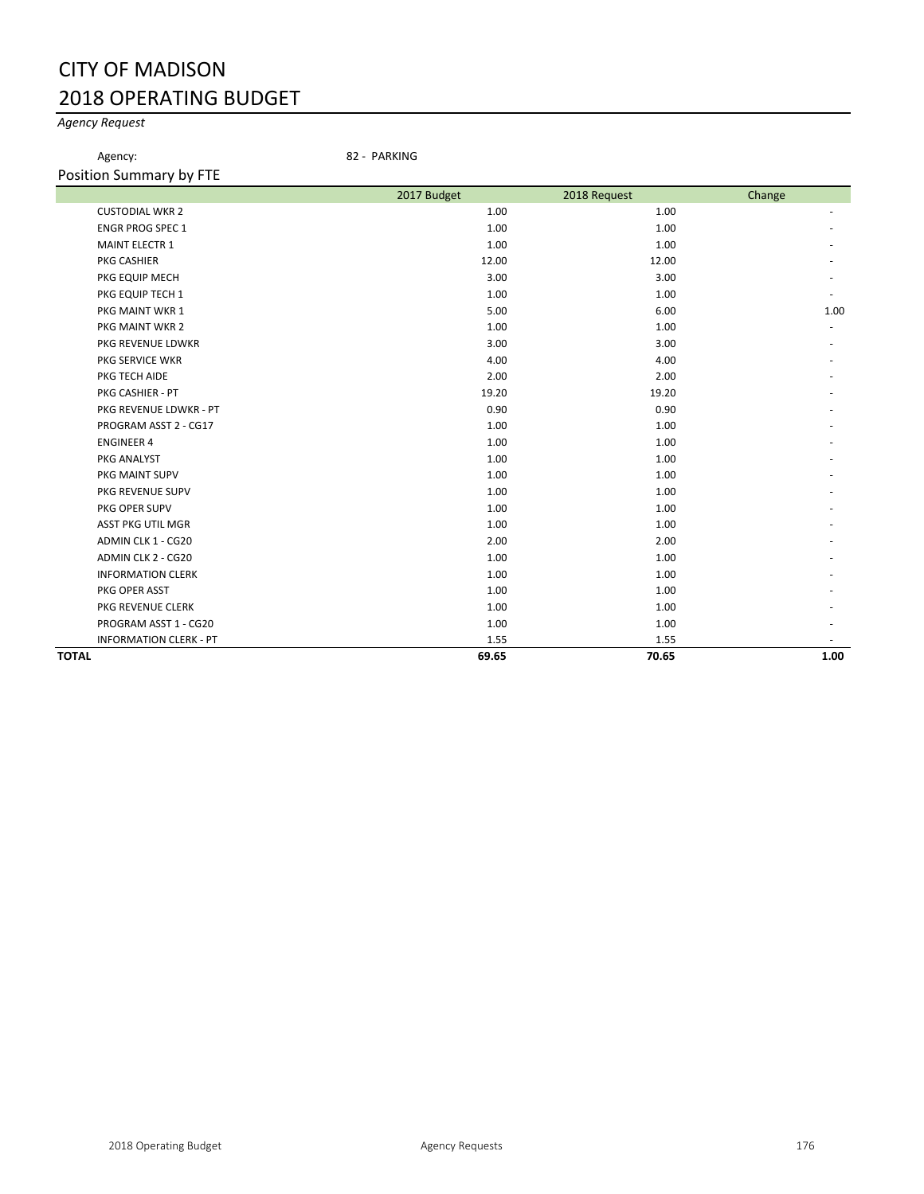# CITY OF MADISON
# 2018 OPERATING BUDGET

*Agency Request*

Agency: 82 - PARKING

## Position Summary by FTE

| | 2017 Budget | 2018 Request | Change |
|---|---|---|---|
| CUSTODIAL WKR 2 | 1.00 | 1.00 | - |
| ENGR PROG SPEC 1 | 1.00 | 1.00 | - |
| MAINT ELECTR 1 | 1.00 | 1.00 | - |
| PKG CASHIER | 12.00 | 12.00 | - |
| PKG EQUIP MECH | 3.00 | 3.00 | - |
| PKG EQUIP TECH 1 | 1.00 | 1.00 | - |
| PKG MAINT WKR 1 | 5.00 | 6.00 | 1.00 |
| PKG MAINT WKR 2 | 1.00 | 1.00 | - |
| PKG REVENUE LDWKR | 3.00 | 3.00 | - |
| PKG SERVICE WKR | 4.00 | 4.00 | - |
| PKG TECH AIDE | 2.00 | 2.00 | - |
| PKG CASHIER - PT | 19.20 | 19.20 | - |
| PKG REVENUE LDWKR - PT | 0.90 | 0.90 | - |
| PROGRAM ASST 2 - CG17 | 1.00 | 1.00 | - |
| ENGINEER 4 | 1.00 | 1.00 | - |
| PKG ANALYST | 1.00 | 1.00 | - |
| PKG MAINT SUPV | 1.00 | 1.00 | - |
| PKG REVENUE SUPV | 1.00 | 1.00 | - |
| PKG OPER SUPV | 1.00 | 1.00 | - |
| ASST PKG UTIL MGR | 1.00 | 1.00 | - |
| ADMIN CLK 1 - CG20 | 2.00 | 2.00 | - |
| ADMIN CLK 2 - CG20 | 1.00 | 1.00 | - |
| INFORMATION CLERK | 1.00 | 1.00 | - |
| PKG OPER ASST | 1.00 | 1.00 | - |
| PKG REVENUE CLERK | 1.00 | 1.00 | - |
| PROGRAM ASST 1 - CG20 | 1.00 | 1.00 | - |
| INFORMATION CLERK - PT | 1.55 | 1.55 | - |
| **TOTAL** | **69.65** | **70.65** | **1.00** |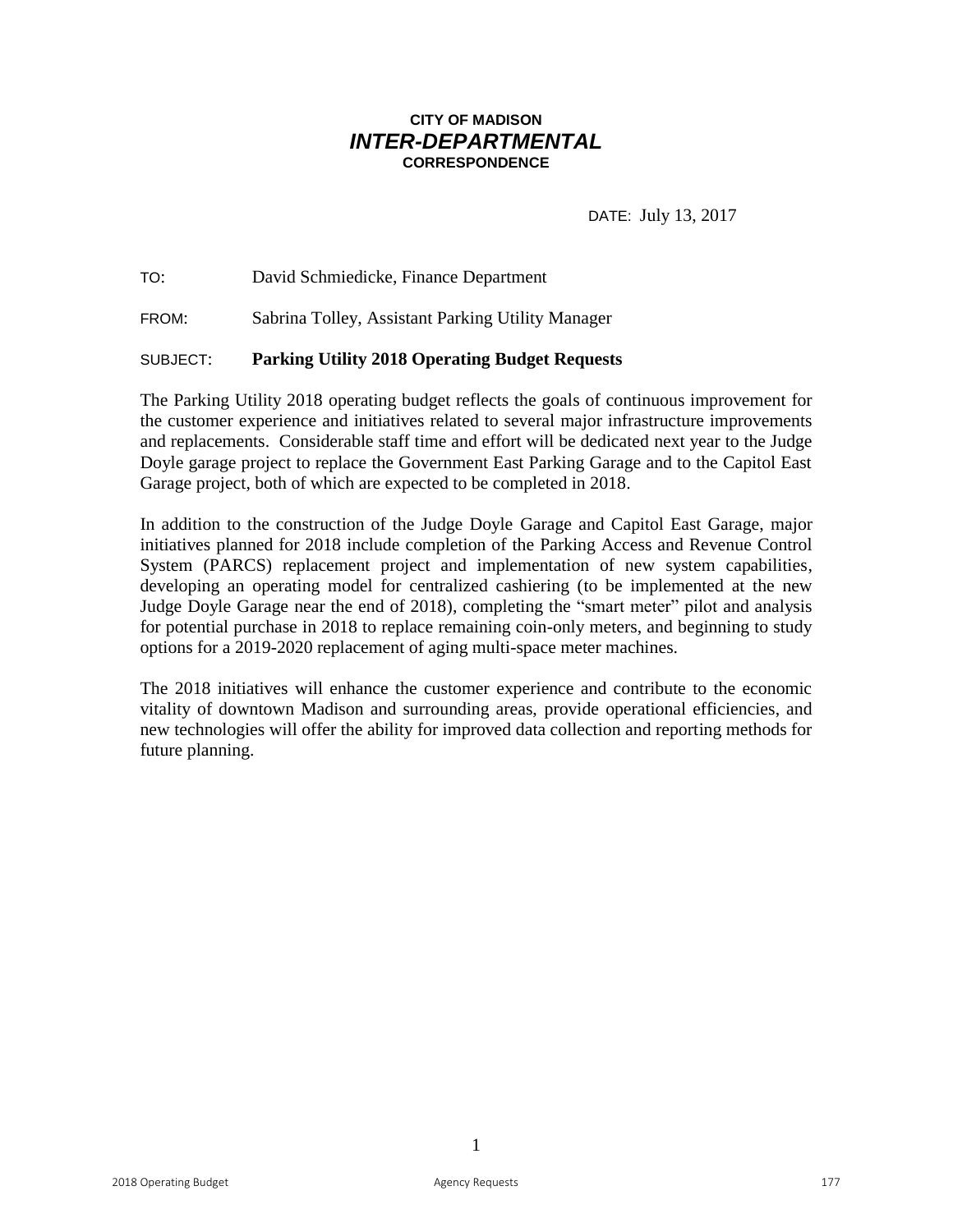**CITY OF MADISON**
***INTER-DEPARTMENTAL***
**CORRESPONDENCE**

DATE: July 13, 2017

TO: David Schmiedicke, Finance Department

FROM: Sabrina Tolley, Assistant Parking Utility Manager

SUBJECT: **Parking Utility 2018 Operating Budget Requests**

The Parking Utility 2018 operating budget reflects the goals of continuous improvement for the customer experience and initiatives related to several major infrastructure improvements and replacements. Considerable staff time and effort will be dedicated next year to the Judge Doyle garage project to replace the Government East Parking Garage and to the Capitol East Garage project, both of which are expected to be completed in 2018.

In addition to the construction of the Judge Doyle Garage and Capitol East Garage, major initiatives planned for 2018 include completion of the Parking Access and Revenue Control System (PARCS) replacement project and implementation of new system capabilities, developing an operating model for centralized cashiering (to be implemented at the new Judge Doyle Garage near the end of 2018), completing the "smart meter" pilot and analysis for potential purchase in 2018 to replace remaining coin-only meters, and beginning to study options for a 2019-2020 replacement of aging multi-space meter machines.

The 2018 initiatives will enhance the customer experience and contribute to the economic vitality of downtown Madison and surrounding areas, provide operational efficiencies, and new technologies will offer the ability for improved data collection and reporting methods for future planning.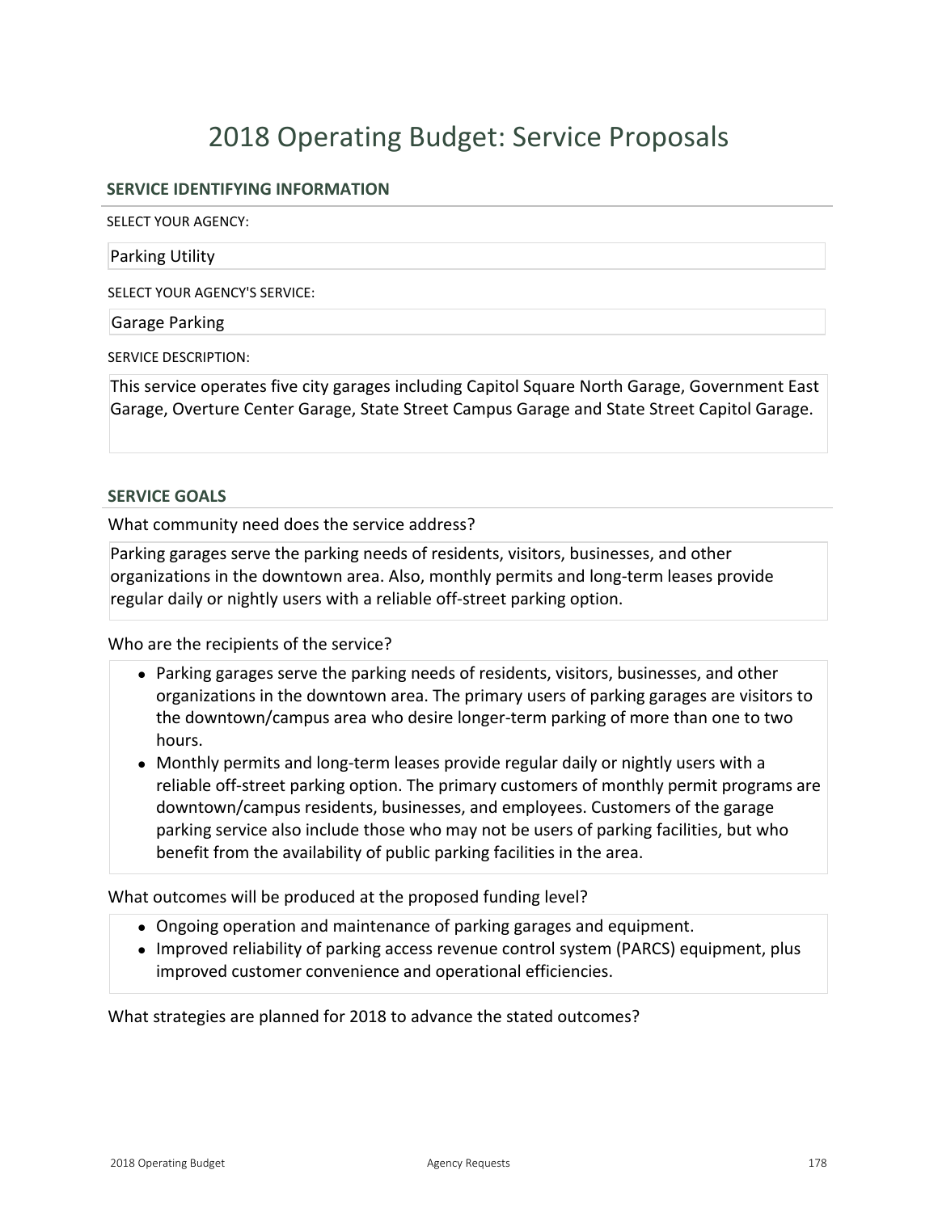# 2018 Operating Budget: Service Proposals

## SERVICE IDENTIFYING INFORMATION

SELECT YOUR AGENCY:

Parking Utility

SELECT YOUR AGENCY'S SERVICE:

Garage Parking

SERVICE DESCRIPTION:

This service operates five city garages including Capitol Square North Garage, Government East Garage, Overture Center Garage, State Street Campus Garage and State Street Capitol Garage.

## SERVICE GOALS

What community need does the service address?

Parking garages serve the parking needs of residents, visitors, businesses, and other organizations in the downtown area. Also, monthly permits and long-term leases provide regular daily or nightly users with a reliable off-street parking option.

Who are the recipients of the service?

- Parking garages serve the parking needs of residents, visitors, businesses, and other organizations in the downtown area. The primary users of parking garages are visitors to the downtown/campus area who desire longer-term parking of more than one to two hours.
- Monthly permits and long-term leases provide regular daily or nightly users with a reliable off-street parking option. The primary customers of monthly permit programs are downtown/campus residents, businesses, and employees. Customers of the garage parking service also include those who may not be users of parking facilities, but who benefit from the availability of public parking facilities in the area.

What outcomes will be produced at the proposed funding level?

- Ongoing operation and maintenance of parking garages and equipment.
- Improved reliability of parking access revenue control system (PARCS) equipment, plus improved customer convenience and operational efficiencies.

What strategies are planned for 2018 to advance the stated outcomes?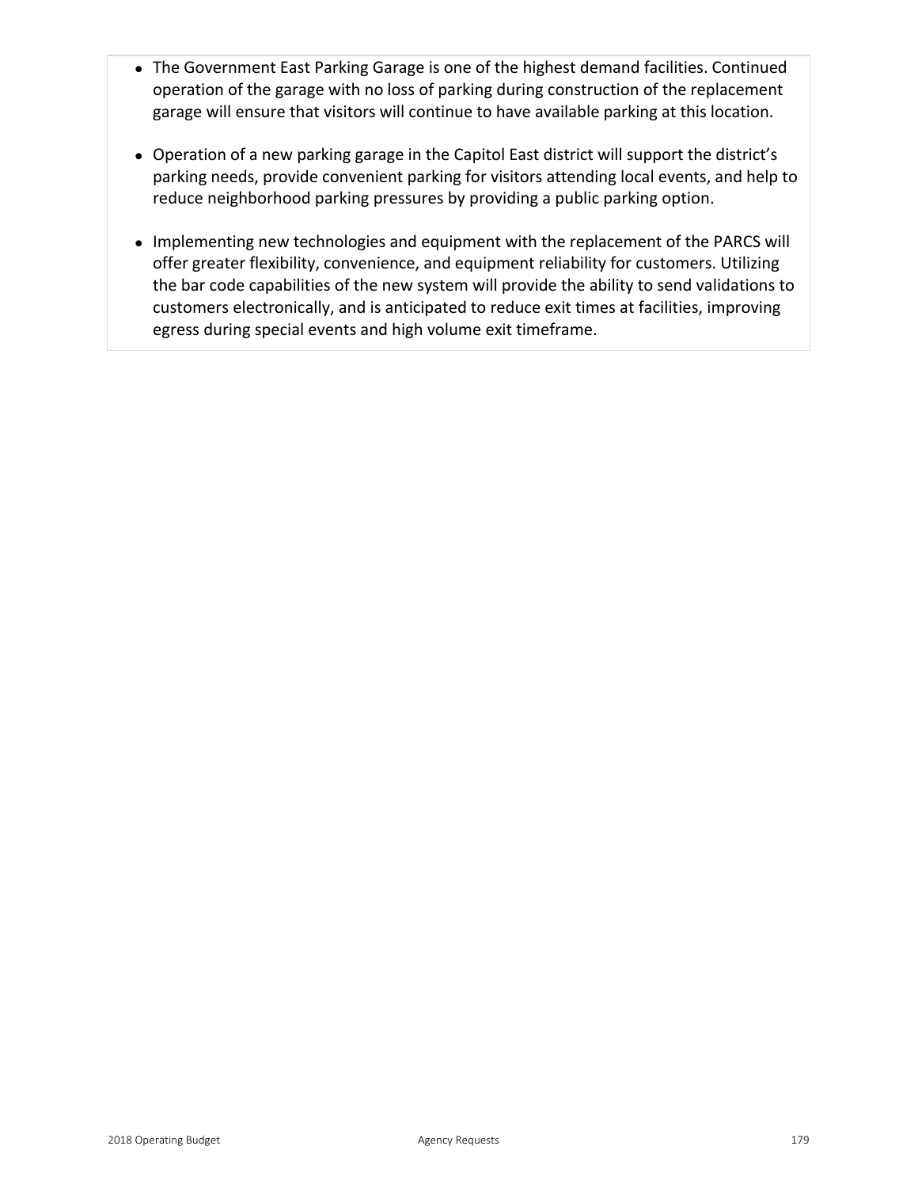- The Government East Parking Garage is one of the highest demand facilities. Continued operation of the garage with no loss of parking during construction of the replacement garage will ensure that visitors will continue to have available parking at this location.
- Operation of a new parking garage in the Capitol East district will support the district's parking needs, provide convenient parking for visitors attending local events, and help to reduce neighborhood parking pressures by providing a public parking option.
- Implementing new technologies and equipment with the replacement of the PARCS will offer greater flexibility, convenience, and equipment reliability for customers. Utilizing the bar code capabilities of the new system will provide the ability to send validations to customers electronically, and is anticipated to reduce exit times at facilities, improving egress during special events and high volume exit timeframe.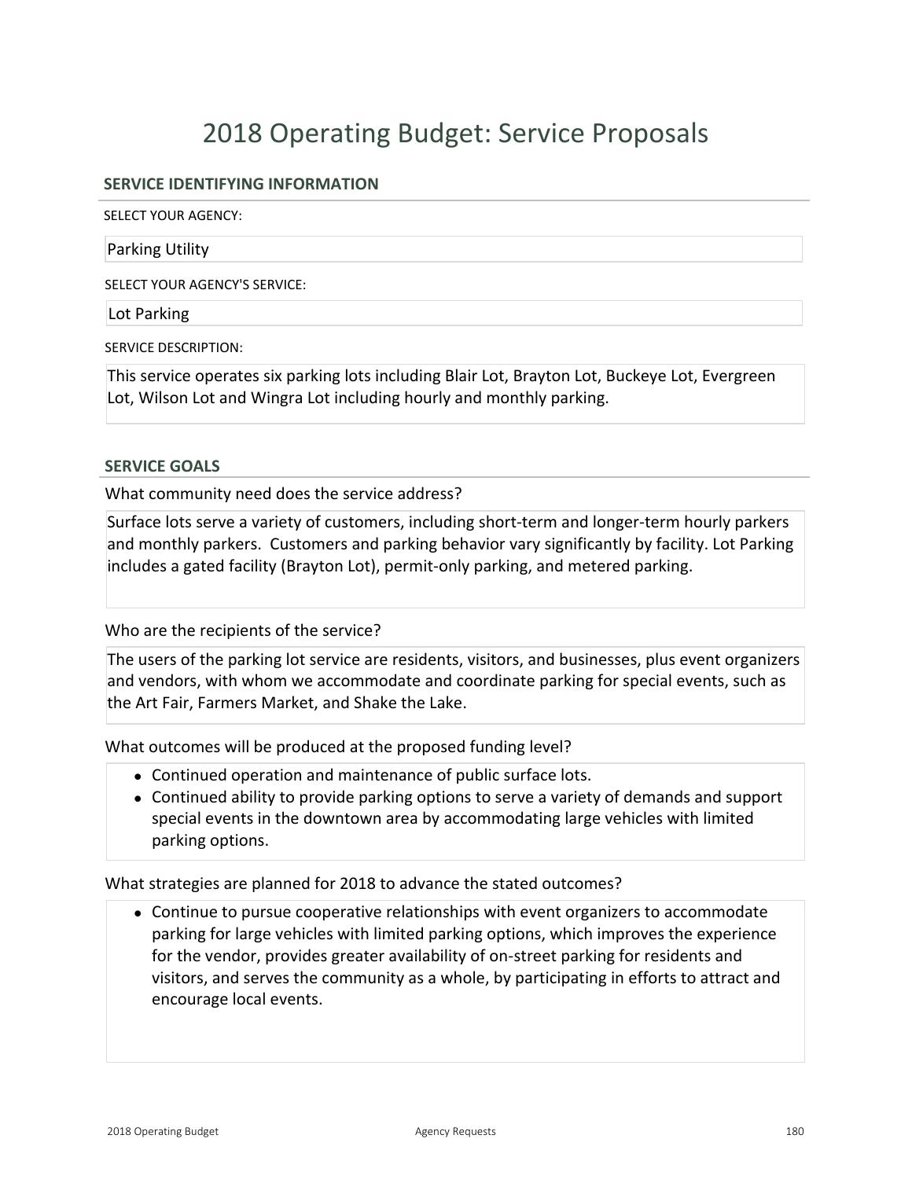# 2018 Operating Budget: Service Proposals

## SERVICE IDENTIFYING INFORMATION

SELECT YOUR AGENCY:

Parking Utility

SELECT YOUR AGENCY'S SERVICE:

Lot Parking

SERVICE DESCRIPTION:

This service operates six parking lots including Blair Lot, Brayton Lot, Buckeye Lot, Evergreen Lot, Wilson Lot and Wingra Lot including hourly and monthly parking.

## SERVICE GOALS

What community need does the service address?

Surface lots serve a variety of customers, including short-term and longer-term hourly parkers and monthly parkers. Customers and parking behavior vary significantly by facility. Lot Parking includes a gated facility (Brayton Lot), permit-only parking, and metered parking.

Who are the recipients of the service?

The users of the parking lot service are residents, visitors, and businesses, plus event organizers and vendors, with whom we accommodate and coordinate parking for special events, such as the Art Fair, Farmers Market, and Shake the Lake.

What outcomes will be produced at the proposed funding level?

- Continued operation and maintenance of public surface lots.
- Continued ability to provide parking options to serve a variety of demands and support special events in the downtown area by accommodating large vehicles with limited parking options.

What strategies are planned for 2018 to advance the stated outcomes?

- Continue to pursue cooperative relationships with event organizers to accommodate parking for large vehicles with limited parking options, which improves the experience for the vendor, provides greater availability of on-street parking for residents and visitors, and serves the community as a whole, by participating in efforts to attract and encourage local events.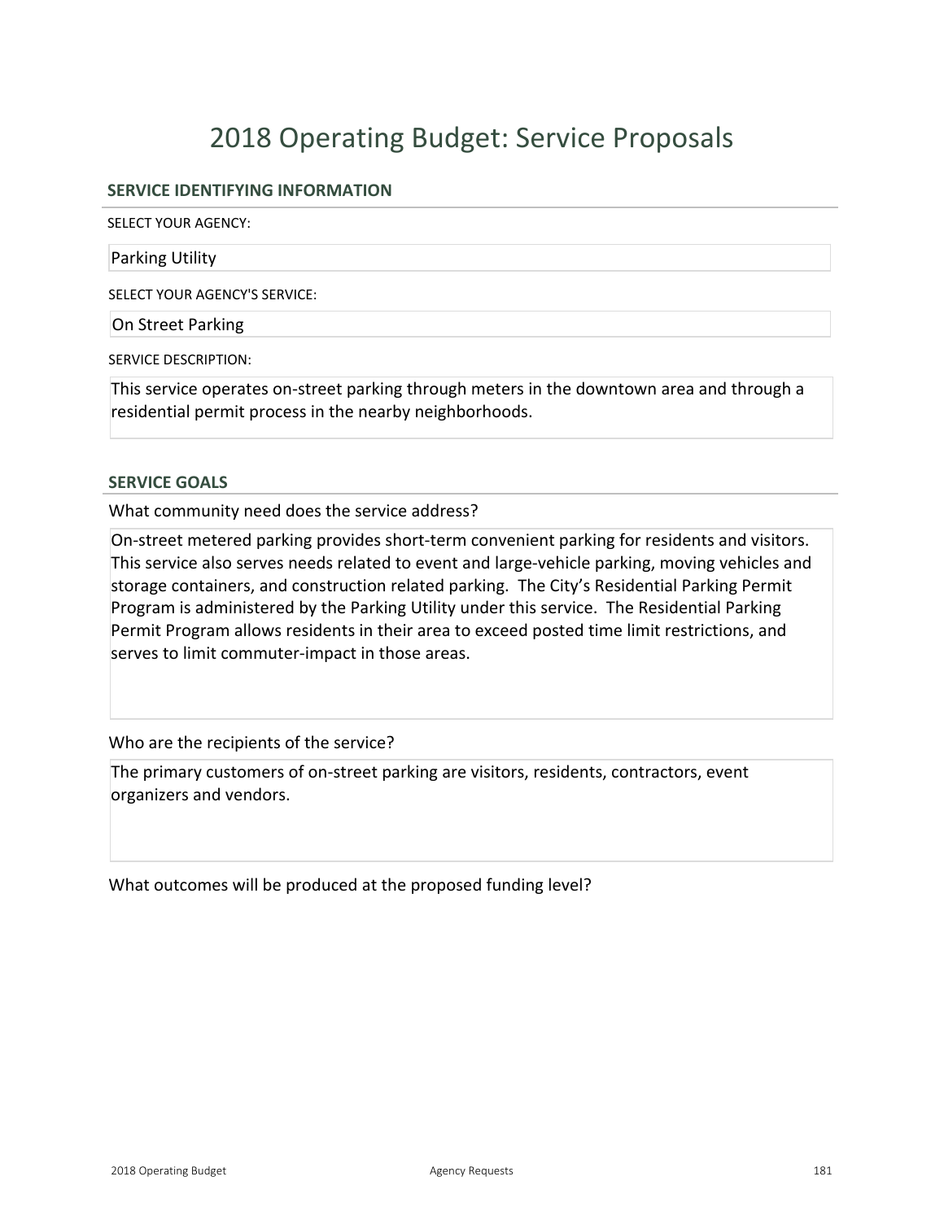# 2018 Operating Budget: Service Proposals

## SERVICE IDENTIFYING INFORMATION

SELECT YOUR AGENCY:

Parking Utility

SELECT YOUR AGENCY'S SERVICE:

On Street Parking

SERVICE DESCRIPTION:

This service operates on-street parking through meters in the downtown area and through a residential permit process in the nearby neighborhoods.

## SERVICE GOALS

What community need does the service address?

On-street metered parking provides short-term convenient parking for residents and visitors. This service also serves needs related to event and large-vehicle parking, moving vehicles and storage containers, and construction related parking. The City's Residential Parking Permit Program is administered by the Parking Utility under this service. The Residential Parking Permit Program allows residents in their area to exceed posted time limit restrictions, and serves to limit commuter-impact in those areas.

Who are the recipients of the service?

The primary customers of on-street parking are visitors, residents, contractors, event organizers and vendors.

What outcomes will be produced at the proposed funding level?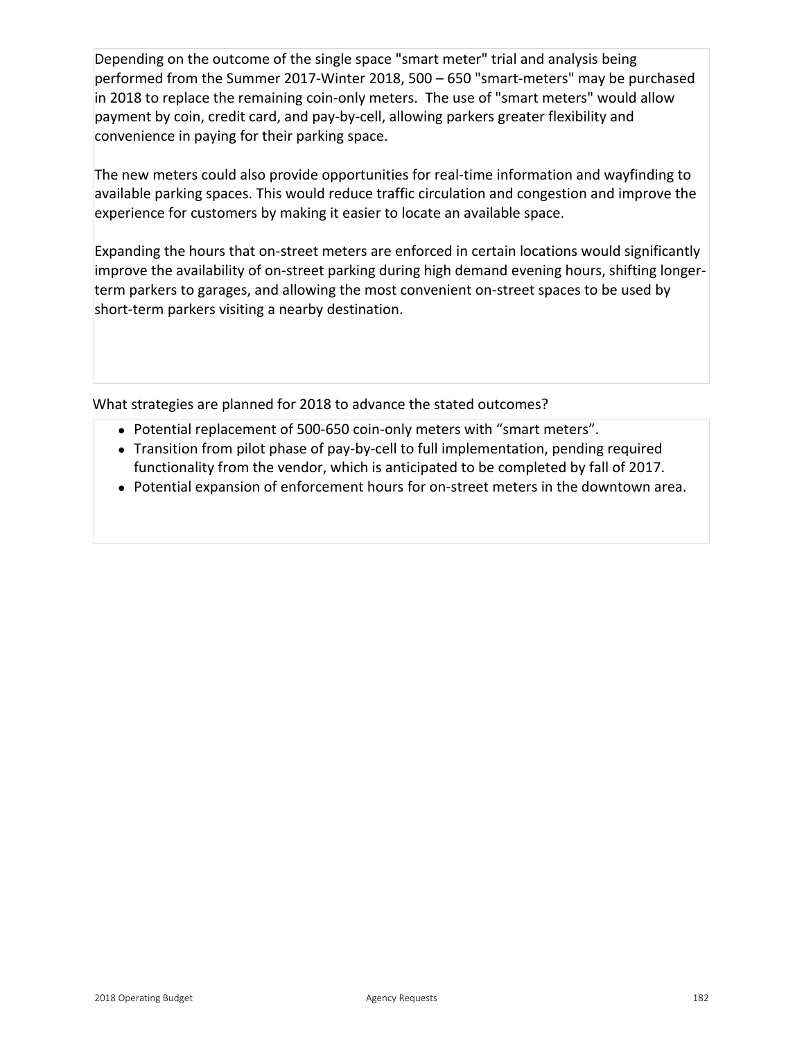Depending on the outcome of the single space "smart meter" trial and analysis being performed from the Summer 2017-Winter 2018, 500 – 650 "smart-meters" may be purchased in 2018 to replace the remaining coin-only meters. The use of "smart meters" would allow payment by coin, credit card, and pay-by-cell, allowing parkers greater flexibility and convenience in paying for their parking space.

The new meters could also provide opportunities for real-time information and wayfinding to available parking spaces. This would reduce traffic circulation and congestion and improve the experience for customers by making it easier to locate an available space.

Expanding the hours that on-street meters are enforced in certain locations would significantly improve the availability of on-street parking during high demand evening hours, shifting longer-term parkers to garages, and allowing the most convenient on-street spaces to be used by short-term parkers visiting a nearby destination.

What strategies are planned for 2018 to advance the stated outcomes?

- Potential replacement of 500-650 coin-only meters with “smart meters”.
- Transition from pilot phase of pay-by-cell to full implementation, pending required functionality from the vendor, which is anticipated to be completed by fall of 2017.
- Potential expansion of enforcement hours for on-street meters in the downtown area.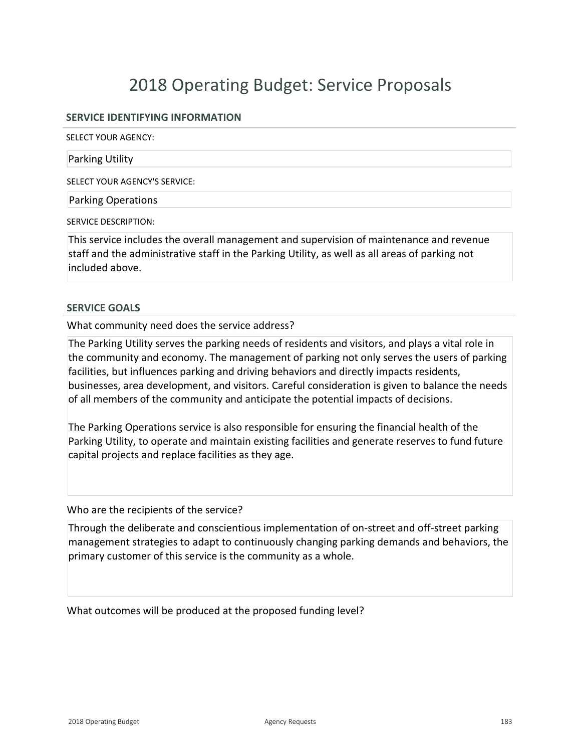# 2018 Operating Budget: Service Proposals

## SERVICE IDENTIFYING INFORMATION

SELECT YOUR AGENCY:

Parking Utility

SELECT YOUR AGENCY'S SERVICE:

Parking Operations

SERVICE DESCRIPTION:

This service includes the overall management and supervision of maintenance and revenue staff and the administrative staff in the Parking Utility, as well as all areas of parking not included above.

## SERVICE GOALS

What community need does the service address?

The Parking Utility serves the parking needs of residents and visitors, and plays a vital role in the community and economy. The management of parking not only serves the users of parking facilities, but influences parking and driving behaviors and directly impacts residents, businesses, area development, and visitors. Careful consideration is given to balance the needs of all members of the community and anticipate the potential impacts of decisions.

The Parking Operations service is also responsible for ensuring the financial health of the Parking Utility, to operate and maintain existing facilities and generate reserves to fund future capital projects and replace facilities as they age.

Who are the recipients of the service?

Through the deliberate and conscientious implementation of on-street and off-street parking management strategies to adapt to continuously changing parking demands and behaviors, the primary customer of this service is the community as a whole.

What outcomes will be produced at the proposed funding level?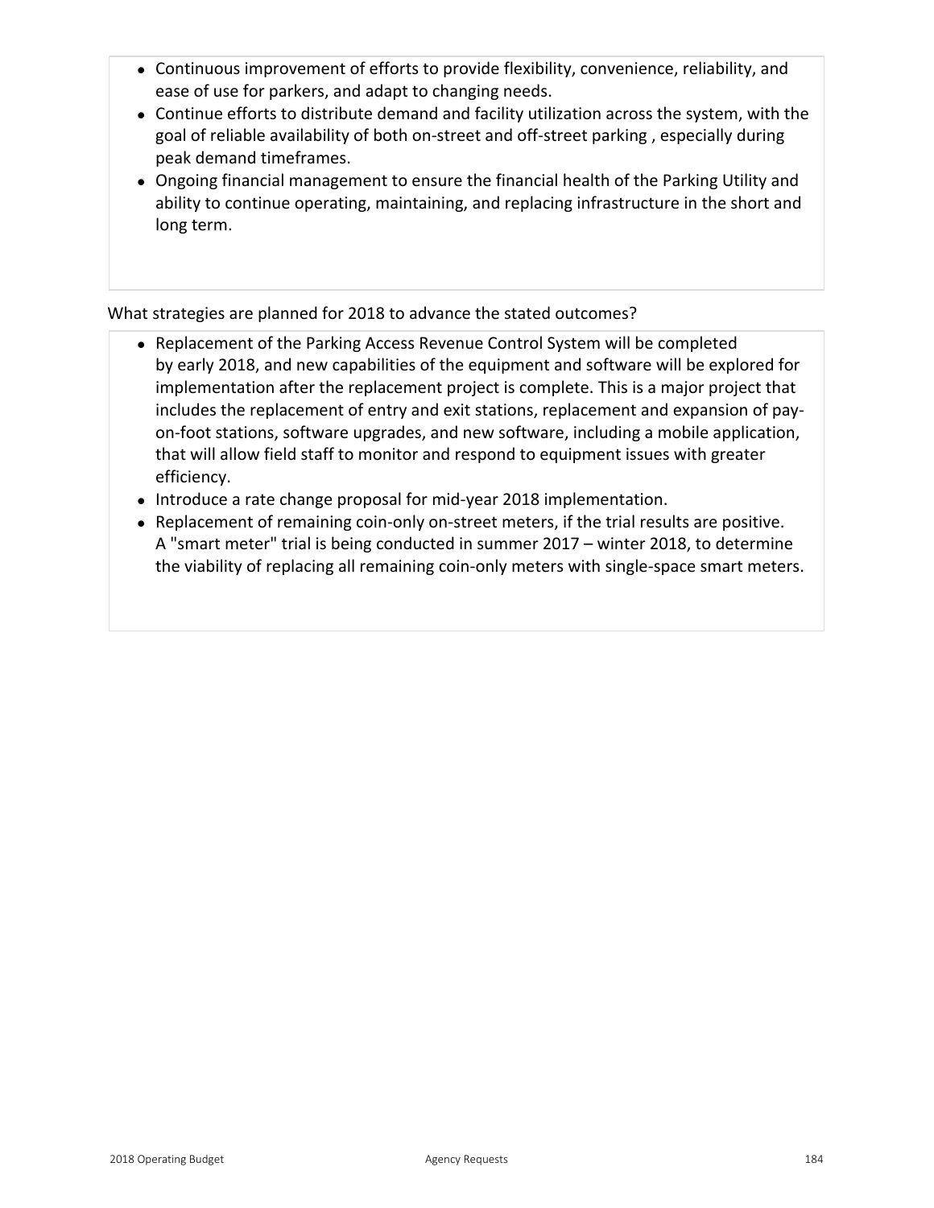- Continuous improvement of efforts to provide flexibility, convenience, reliability, and ease of use for parkers, and adapt to changing needs.
- Continue efforts to distribute demand and facility utilization across the system, with the goal of reliable availability of both on-street and off-street parking , especially during peak demand timeframes.
- Ongoing financial management to ensure the financial health of the Parking Utility and ability to continue operating, maintaining, and replacing infrastructure in the short and long term.

What strategies are planned for 2018 to advance the stated outcomes?

- Replacement of the Parking Access Revenue Control System will be completed by early 2018, and new capabilities of the equipment and software will be explored for implementation after the replacement project is complete. This is a major project that includes the replacement of entry and exit stations, replacement and expansion of pay-on-foot stations, software upgrades, and new software, including a mobile application, that will allow field staff to monitor and respond to equipment issues with greater efficiency.
- Introduce a rate change proposal for mid-year 2018 implementation.
- Replacement of remaining coin-only on-street meters, if the trial results are positive. A "smart meter" trial is being conducted in summer 2017 – winter 2018, to determine the viability of replacing all remaining coin-only meters with single-space smart meters.